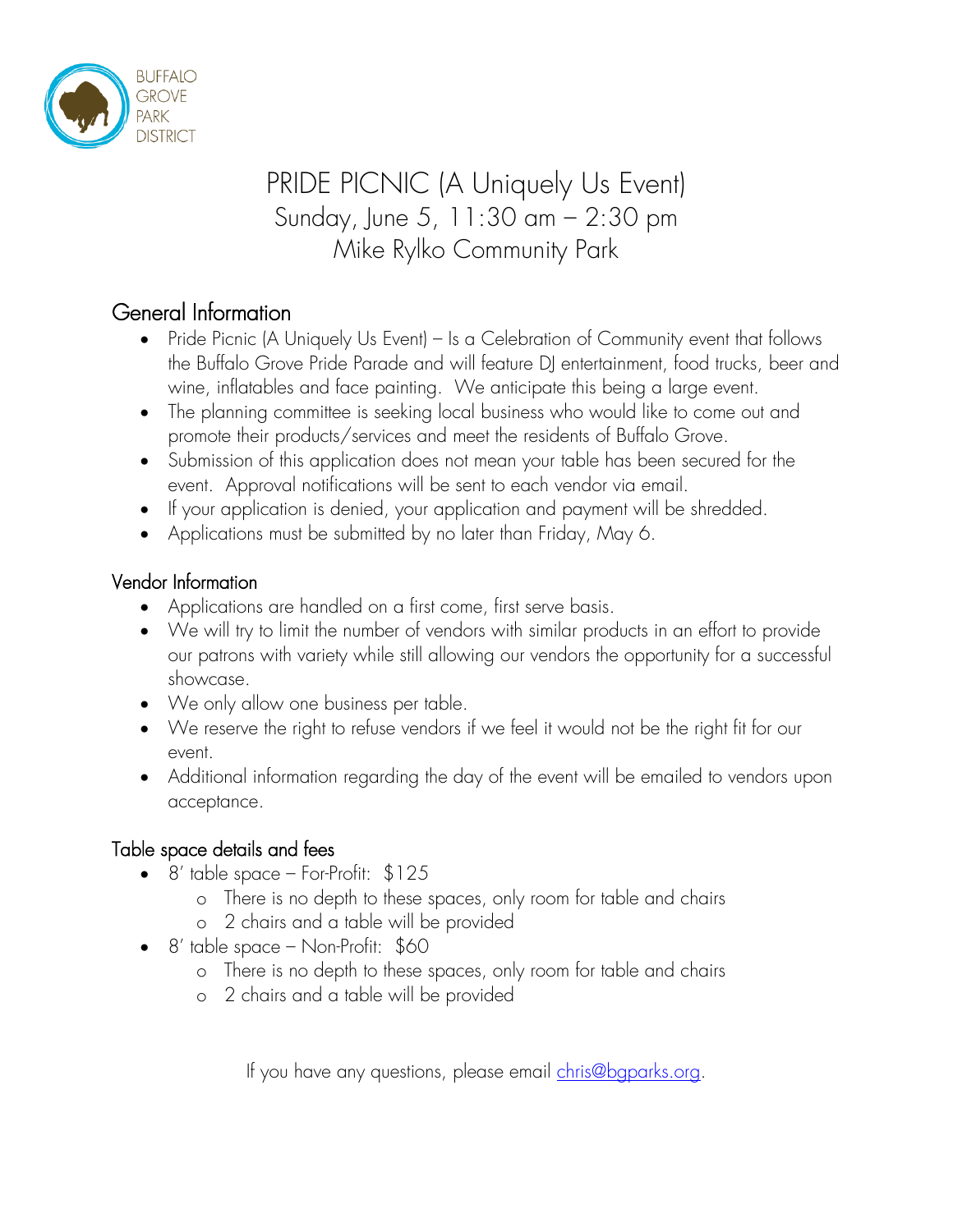BUFFALO GROVE PARK DISTRICT

# PRIDE PICNIC (A Uniquely Us Event)

Sunday, June 5, 11:30 am – 2:30 pm

Mike Rylko Community Park

## General Information

- Pride Picnic (A Uniquely Us Event) – Is a Celebration of Community event that follows the Buffalo Grove Pride Parade and will feature DJ entertainment, food trucks, beer and wine, inflatables and face painting. We anticipate this being a large event.
- The planning committee is seeking local business who would like to come out and promote their products/services and meet the residents of Buffalo Grove.
- Submission of this application does not mean your table has been secured for the event. Approval notifications will be sent to each vendor via email.
- If your application is denied, your application and payment will be shredded.
- Applications must be submitted by no later than Friday, May 6.

### Vendor Information

- Applications are handled on a first come, first serve basis.
- We will try to limit the number of vendors with similar products in an effort to provide our patrons with variety while still allowing our vendors the opportunity for a successful showcase.
- We only allow one business per table.
- We reserve the right to refuse vendors if we feel it would not be the right fit for our event.
- Additional information regarding the day of the event will be emailed to vendors upon acceptance.

### Table space details and fees

- 8' table space – For-Profit: $125
  - There is no depth to these spaces, only room for table and chairs
  - 2 chairs and a table will be provided
- 8' table space – Non-Profit: $60
  - There is no depth to these spaces, only room for table and chairs
  - 2 chairs and a table will be provided

If you have any questions, please email chris@bgparks.org.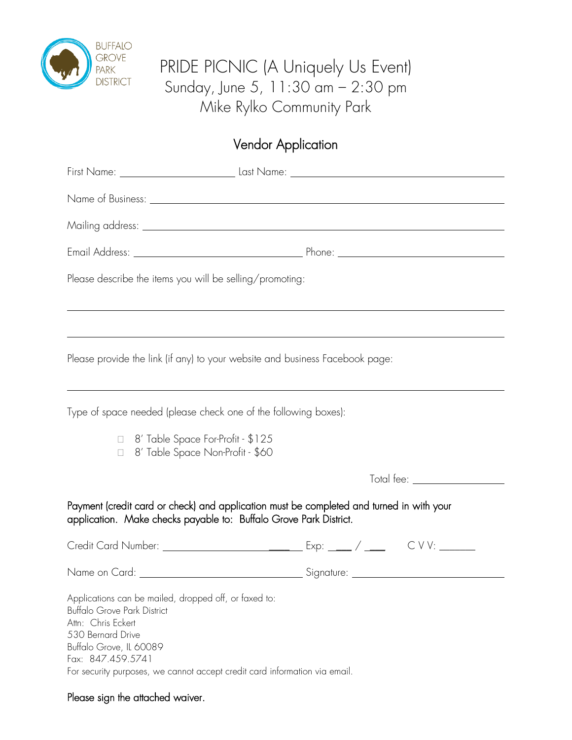BUFFALO GROVE PARK DISTRICT

# PRIDE PICNIC (A Uniquely Us Event)

Sunday, June 5, 11:30 am – 2:30 pm

Mike Rylko Community Park

## Vendor Application

First Name: ____________________ Last Name: ____________________

Name of Business: ________________________________________

Mailing address: ________________________________________

Email Address: ____________________ Phone: ____________________

Please describe the items you will be selling/promoting:

________________________________________

________________________________________

Please provide the link (if any) to your website and business Facebook page:

________________________________________

Type of space needed (please check one of the following boxes):

- ☐ 8' Table Space For-Profit - $125
- ☐ 8' Table Space Non-Profit - $60

Total fee: ____________

Payment (credit card or check) and application must be completed and turned in with your application. Make checks payable to: Buffalo Grove Park District.

Credit Card Number: ____________________ Exp: ___ / ___ C V V: _______

Name on Card: ____________________ Signature: ____________________

Applications can be mailed, dropped off, or faxed to:
Buffalo Grove Park District
Attn: Chris Eckert
530 Bernard Drive
Buffalo Grove, IL 60089
Fax: 847.459.5741
For security purposes, we cannot accept credit card information via email.

Please sign the attached waiver.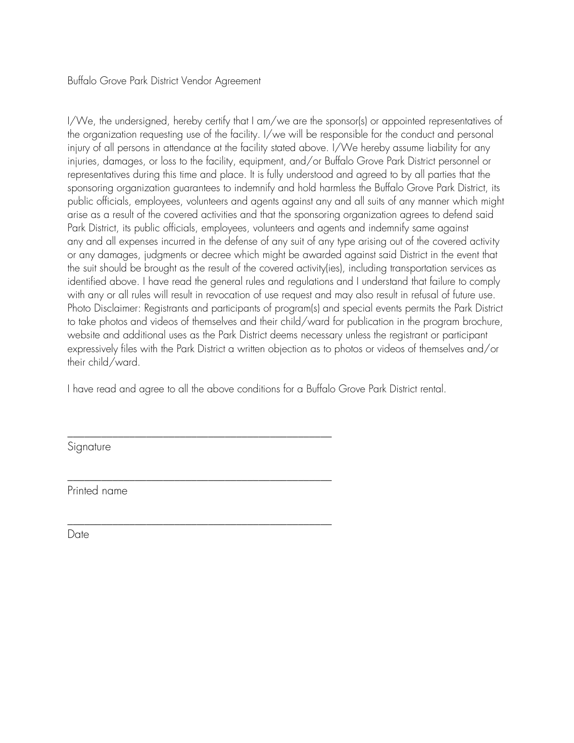Buffalo Grove Park District Vendor Agreement

I/We, the undersigned, hereby certify that I am/we are the sponsor(s) or appointed representatives of the organization requesting use of the facility. I/we will be responsible for the conduct and personal injury of all persons in attendance at the facility stated above. I/We hereby assume liability for any injuries, damages, or loss to the facility, equipment, and/or Buffalo Grove Park District personnel or representatives during this time and place. It is fully understood and agreed to by all parties that the sponsoring organization guarantees to indemnify and hold harmless the Buffalo Grove Park District, its public officials, employees, volunteers and agents against any and all suits of any manner which might arise as a result of the covered activities and that the sponsoring organization agrees to defend said Park District, its public officials, employees, volunteers and agents and indemnify same against any and all expenses incurred in the defense of any suit of any type arising out of the covered activity or any damages, judgments or decree which might be awarded against said District in the event that the suit should be brought as the result of the covered activity(ies), including transportation services as identified above. I have read the general rules and regulations and I understand that failure to comply with any or all rules will result in revocation of use request and may also result in refusal of future use. Photo Disclaimer: Registrants and participants of program(s) and special events permits the Park District to take photos and videos of themselves and their child/ward for publication in the program brochure, website and additional uses as the Park District deems necessary unless the registrant or participant expressively files with the Park District a written objection as to photos or videos of themselves and/or their child/ward.

I have read and agree to all the above conditions for a Buffalo Grove Park District rental.

_______________________________________________

Signature

_______________________________________________

Printed name

_______________________________________________

Date